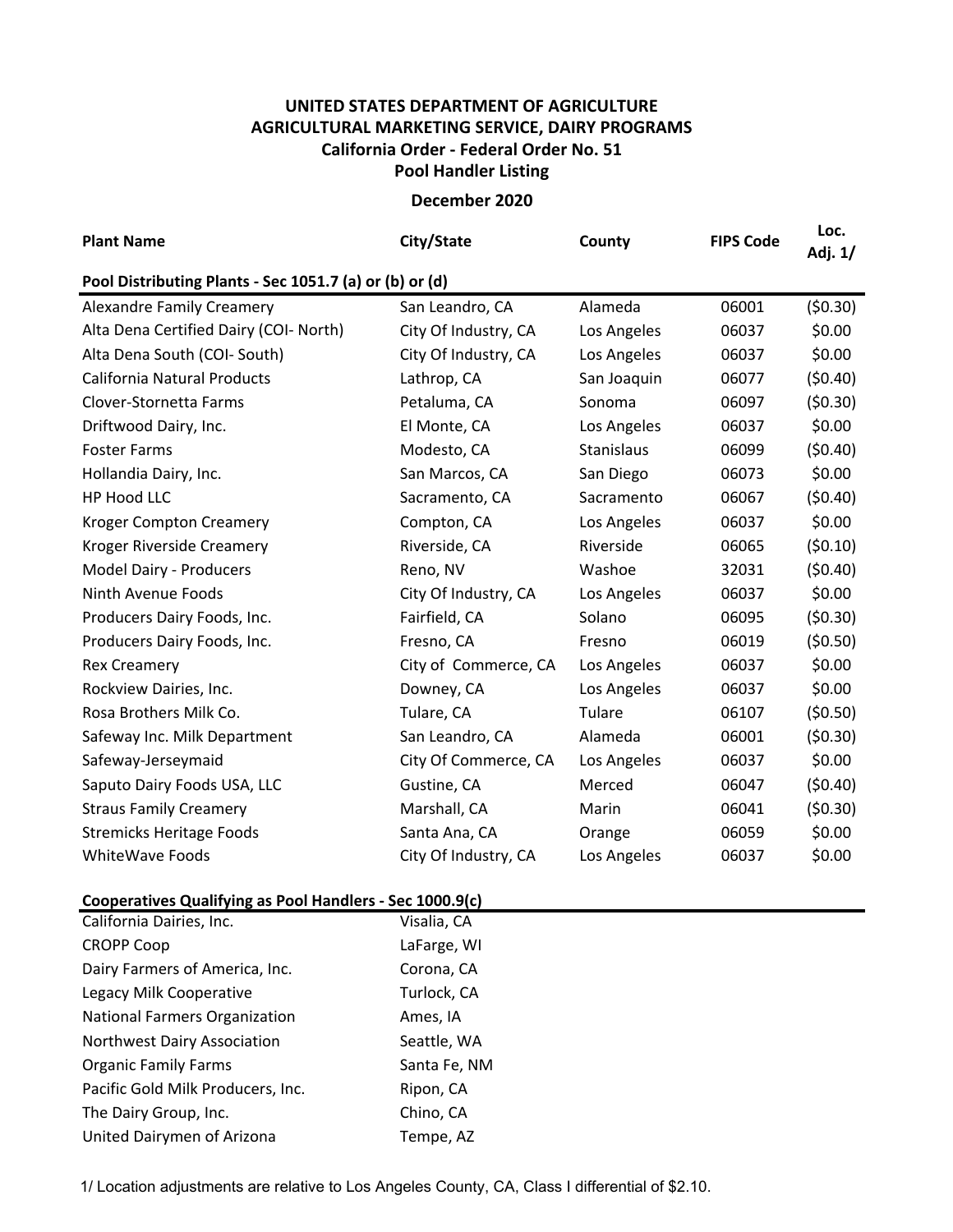**UNITED STATES DEPARTMENT OF AGRICULTURE**
**AGRICULTURAL MARKETING SERVICE, DAIRY PROGRAMS**
**California Order - Federal Order No. 51**
**Pool Handler Listing**

**December 2020**

| Plant Name | City/State | County | FIPS Code | Loc. Adj. 1/ |
|---|---|---|---|---|
| **Pool Distributing Plants - Sec 1051.7 (a) or (b) or (d)** | | | | |
| Alexandre Family Creamery | San Leandro, CA | Alameda | 06001 | ($0.30) |
| Alta Dena Certified Dairy (COI- North) | City Of Industry, CA | Los Angeles | 06037 | $0.00 |
| Alta Dena South (COI- South) | City Of Industry, CA | Los Angeles | 06037 | $0.00 |
| California Natural Products | Lathrop, CA | San Joaquin | 06077 | ($0.40) |
| Clover-Stornetta Farms | Petaluma, CA | Sonoma | 06097 | ($0.30) |
| Driftwood Dairy, Inc. | El Monte, CA | Los Angeles | 06037 | $0.00 |
| Foster Farms | Modesto, CA | Stanislaus | 06099 | ($0.40) |
| Hollandia Dairy, Inc. | San Marcos, CA | San Diego | 06073 | $0.00 |
| HP Hood LLC | Sacramento, CA | Sacramento | 06067 | ($0.40) |
| Kroger Compton Creamery | Compton, CA | Los Angeles | 06037 | $0.00 |
| Kroger Riverside Creamery | Riverside, CA | Riverside | 06065 | ($0.10) |
| Model Dairy - Producers | Reno, NV | Washoe | 32031 | ($0.40) |
| Ninth Avenue Foods | City Of Industry, CA | Los Angeles | 06037 | $0.00 |
| Producers Dairy Foods, Inc. | Fairfield, CA | Solano | 06095 | ($0.30) |
| Producers Dairy Foods, Inc. | Fresno, CA | Fresno | 06019 | ($0.50) |
| Rex Creamery | City of Commerce, CA | Los Angeles | 06037 | $0.00 |
| Rockview Dairies, Inc. | Downey, CA | Los Angeles | 06037 | $0.00 |
| Rosa Brothers Milk Co. | Tulare, CA | Tulare | 06107 | ($0.50) |
| Safeway Inc. Milk Department | San Leandro, CA | Alameda | 06001 | ($0.30) |
| Safeway-Jerseymaid | City Of Commerce, CA | Los Angeles | 06037 | $0.00 |
| Saputo Dairy Foods USA, LLC | Gustine, CA | Merced | 06047 | ($0.40) |
| Straus Family Creamery | Marshall, CA | Marin | 06041 | ($0.30) |
| Stremicks Heritage Foods | Santa Ana, CA | Orange | 06059 | $0.00 |
| WhiteWave Foods | City Of Industry, CA | Los Angeles | 06037 | $0.00 |

| Cooperatives Qualifying as Pool Handlers - Sec 1000.9(c) | |
|---|---|
| California Dairies, Inc. | Visalia, CA |
| CROPP Coop | LaFarge, WI |
| Dairy Farmers of America, Inc. | Corona, CA |
| Legacy Milk Cooperative | Turlock, CA |
| National Farmers Organization | Ames, IA |
| Northwest Dairy Association | Seattle, WA |
| Organic Family Farms | Santa Fe, NM |
| Pacific Gold Milk Producers, Inc. | Ripon, CA |
| The Dairy Group, Inc. | Chino, CA |
| United Dairymen of Arizona | Tempe, AZ |

1/ Location adjustments are relative to Los Angeles County, CA, Class I differential of $2.10.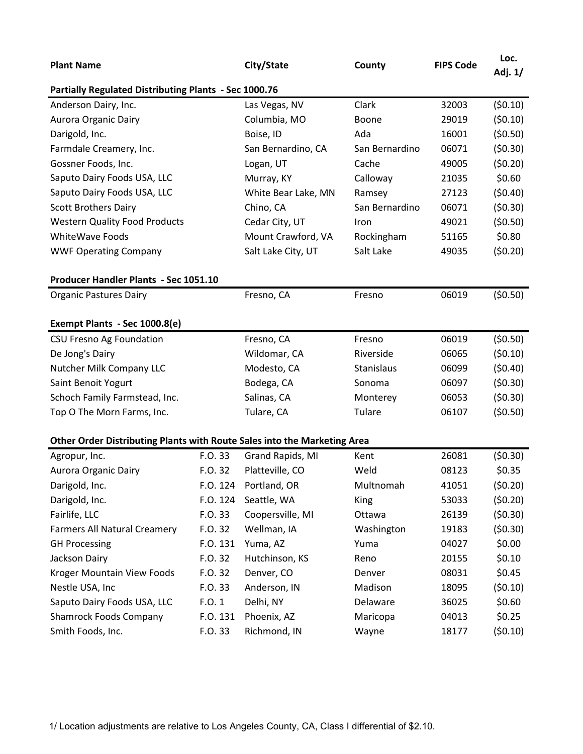| Plant Name | | City/State | County | FIPS Code | Loc. Adj. 1/ |
|---|---|---|---|---|---|
| **Partially Regulated Distributing Plants - Sec 1000.76** | | | | | |
| Anderson Dairy, Inc. | | Las Vegas, NV | Clark | 32003 | ($0.10) |
| Aurora Organic Dairy | | Columbia, MO | Boone | 29019 | ($0.10) |
| Darigold, Inc. | | Boise, ID | Ada | 16001 | ($0.50) |
| Farmdale Creamery, Inc. | | San Bernardino, CA | San Bernardino | 06071 | ($0.30) |
| Gossner Foods, Inc. | | Logan, UT | Cache | 49005 | ($0.20) |
| Saputo Dairy Foods USA, LLC | | Murray, KY | Calloway | 21035 | $0.60 |
| Saputo Dairy Foods USA, LLC | | White Bear Lake, MN | Ramsey | 27123 | ($0.40) |
| Scott Brothers Dairy | | Chino, CA | San Bernardino | 06071 | ($0.30) |
| Western Quality Food Products | | Cedar City, UT | Iron | 49021 | ($0.50) |
| WhiteWave Foods | | Mount Crawford, VA | Rockingham | 51165 | $0.80 |
| WWF Operating Company | | Salt Lake City, UT | Salt Lake | 49035 | ($0.20) |
| **Producer Handler Plants - Sec 1051.10** | | | | | |
| Organic Pastures Dairy | | Fresno, CA | Fresno | 06019 | ($0.50) |
| **Exempt Plants - Sec 1000.8(e)** | | | | | |
| CSU Fresno Ag Foundation | | Fresno, CA | Fresno | 06019 | ($0.50) |
| De Jong's Dairy | | Wildomar, CA | Riverside | 06065 | ($0.10) |
| Nutcher Milk Company LLC | | Modesto, CA | Stanislaus | 06099 | ($0.40) |
| Saint Benoit Yogurt | | Bodega, CA | Sonoma | 06097 | ($0.30) |
| Schoch Family Farmstead, Inc. | | Salinas, CA | Monterey | 06053 | ($0.30) |
| Top O The Morn Farms, Inc. | | Tulare, CA | Tulare | 06107 | ($0.50) |
| **Other Order Distributing Plants with Route Sales into the Marketing Area** | | | | | |
| Agropur, Inc. | F.O. 33 | Grand Rapids, MI | Kent | 26081 | ($0.30) |
| Aurora Organic Dairy | F.O. 32 | Platteville, CO | Weld | 08123 | $0.35 |
| Darigold, Inc. | F.O. 124 | Portland, OR | Multnomah | 41051 | ($0.20) |
| Darigold, Inc. | F.O. 124 | Seattle, WA | King | 53033 | ($0.20) |
| Fairlife, LLC | F.O. 33 | Coopersville, MI | Ottawa | 26139 | ($0.30) |
| Farmers All Natural Creamery | F.O. 32 | Wellman, IA | Washington | 19183 | ($0.30) |
| GH Processing | F.O. 131 | Yuma, AZ | Yuma | 04027 | $0.00 |
| Jackson Dairy | F.O. 32 | Hutchinson, KS | Reno | 20155 | $0.10 |
| Kroger Mountain View Foods | F.O. 32 | Denver, CO | Denver | 08031 | $0.45 |
| Nestle USA, Inc | F.O. 33 | Anderson, IN | Madison | 18095 | ($0.10) |
| Saputo Dairy Foods USA, LLC | F.O. 1 | Delhi, NY | Delaware | 36025 | $0.60 |
| Shamrock Foods Company | F.O. 131 | Phoenix, AZ | Maricopa | 04013 | $0.25 |
| Smith Foods, Inc. | F.O. 33 | Richmond, IN | Wayne | 18177 | ($0.10) |

1/ Location adjustments are relative to Los Angeles County, CA, Class I differential of $2.10.